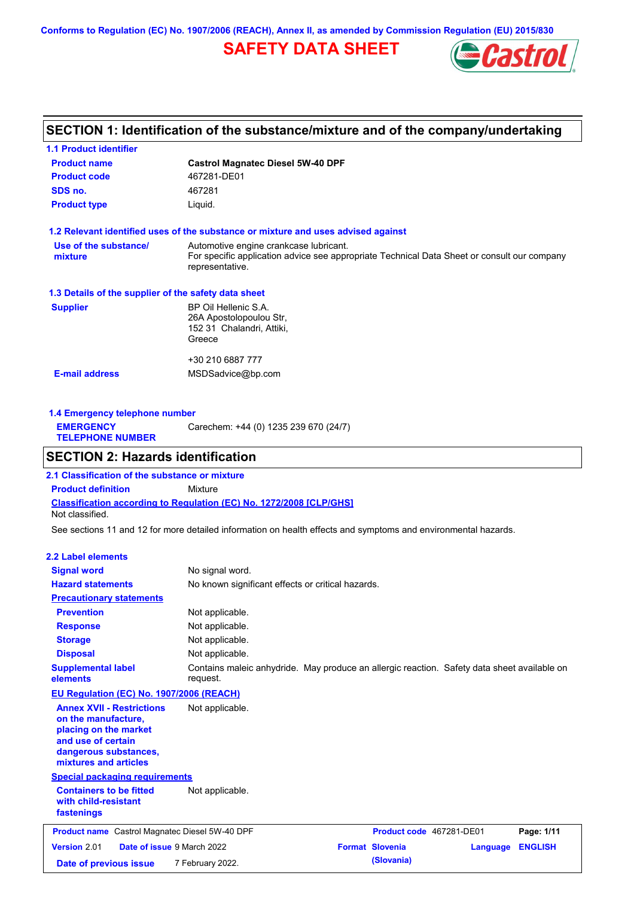Conforms to Regulation (EC) No. 1907/2006 (REACH), Annex II, as amended by Commission Regulation (EU) 2015/830

# SAFETY DATA SHEET

Castrol

## SECTION 1: Identification of the substance/mixture and of the company/undertaking

### 1.1 Product identifier

| | |
|---|---|
| **Product name** | **Castrol Magnatec Diesel 5W-40 DPF** |
| **Product code** | 467281-DE01 |
| **SDS no.** | 467281 |
| **Product type** | Liquid. |

### 1.2 Relevant identified uses of the substance or mixture and uses advised against

| | |
|---|---|
| **Use of the substance/ mixture** | Automotive engine crankcase lubricant. For specific application advice see appropriate Technical Data Sheet or consult our company representative. |

### 1.3 Details of the supplier of the safety data sheet

| | |
|---|---|
| **Supplier** | BP Oil Hellenic S.A. 26A Apostolopoulou Str, 152 31 Chalandri, Attiki, Greece<br><br>+30 210 6887 777 |
| **E-mail address** | MSDSadvice@bp.com |

### 1.4 Emergency telephone number

| | |
|---|---|
| **EMERGENCY TELEPHONE NUMBER** | Carechem: +44 (0) 1235 239 670 (24/7) |

## SECTION 2: Hazards identification

### 2.1 Classification of the substance or mixture

**Product definition** Mixture

**Classification according to Regulation (EC) No. 1272/2008 [CLP/GHS]**

Not classified.

See sections 11 and 12 for more detailed information on health effects and symptoms and environmental hazards.

### 2.2 Label elements

| | |
|---|---|
| **Signal word** | No signal word. |
| **Hazard statements** | No known significant effects or critical hazards. |
| **Precautionary statements** | |
| **Prevention** | Not applicable. |
| **Response** | Not applicable. |
| **Storage** | Not applicable. |
| **Disposal** | Not applicable. |
| **Supplemental label elements** | Contains maleic anhydride. May produce an allergic reaction. Safety data sheet available on request. |
| **EU Regulation (EC) No. 1907/2006 (REACH)** | |
| **Annex XVII - Restrictions on the manufacture, placing on the market and use of certain dangerous substances, mixtures and articles** | Not applicable. |
| **Special packaging requirements** | |
| **Containers to be fitted with child-resistant fastenings** | Not applicable. |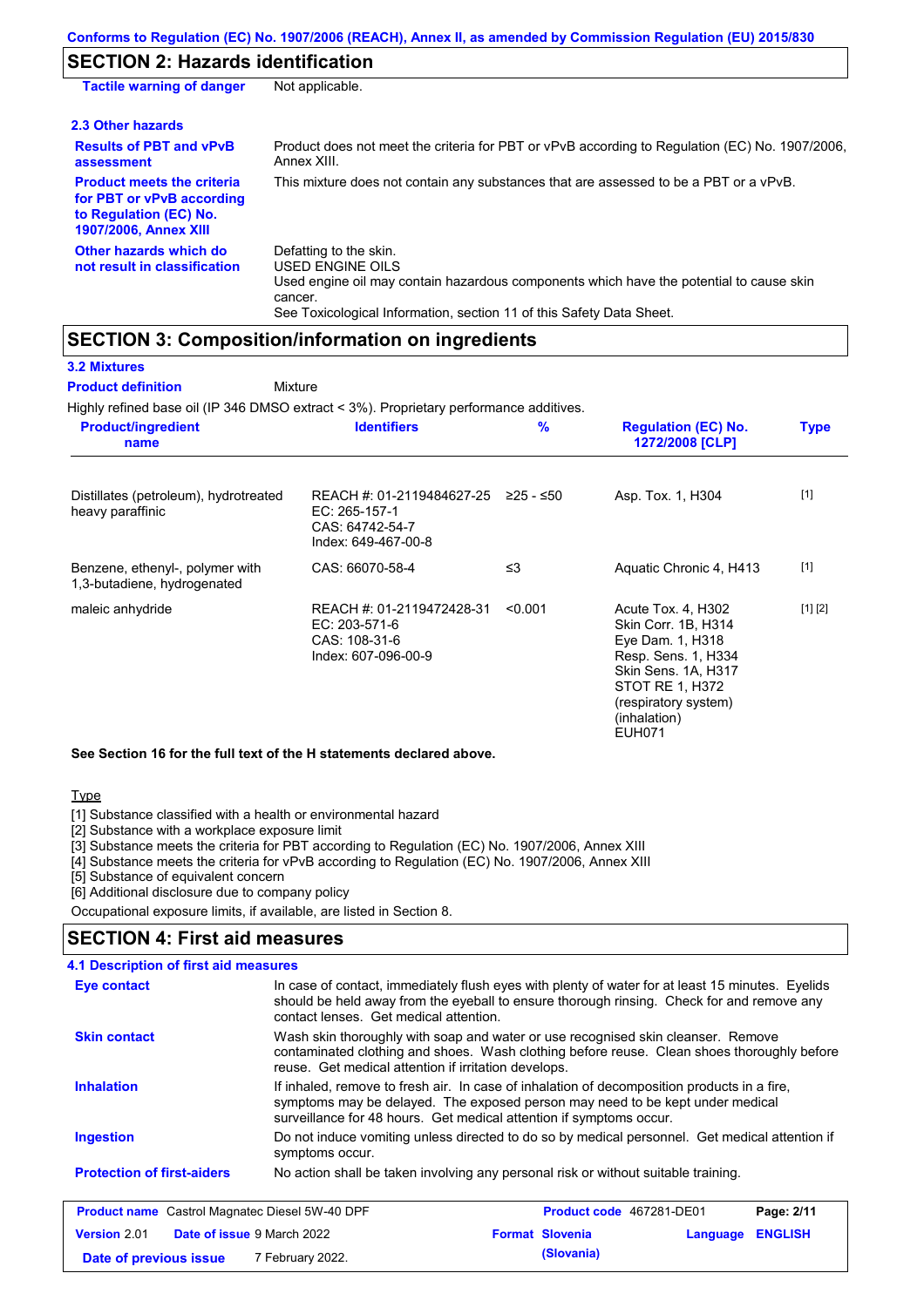## SECTION 2: Hazards identification

**Tactile warning of danger** Not applicable.

### 2.3 Other hazards

**Results of PBT and vPvB assessment**

Product does not meet the criteria for PBT or vPvB according to Regulation (EC) No. 1907/2006, Annex XIII.

**Product meets the criteria for PBT or vPvB according to Regulation (EC) No. 1907/2006, Annex XIII**

This mixture does not contain any substances that are assessed to be a PBT or a vPvB.

**Other hazards which do not result in classification**

Defatting to the skin.
USED ENGINE OILS
Used engine oil may contain hazardous components which have the potential to cause skin cancer.
See Toxicological Information, section 11 of this Safety Data Sheet.

## SECTION 3: Composition/information on ingredients

### 3.2 Mixtures

**Product definition** Mixture

Highly refined base oil (IP 346 DMSO extract < 3%). Proprietary performance additives.

| Product/ingredient name | Identifiers | % | Regulation (EC) No. 1272/2008 [CLP] | Type |
|---|---|---|---|---|
| Distillates (petroleum), hydrotreated heavy paraffinic | REACH #: 01-2119484627-25<br>EC: 265-157-1<br>CAS: 64742-54-7<br>Index: 649-467-00-8 | ≥25 - ≤50 | Asp. Tox. 1, H304 | [1] |
| Benzene, ethenyl-, polymer with 1,3-butadiene, hydrogenated | CAS: 66070-58-4 | ≤3 | Aquatic Chronic 4, H413 | [1] |
| maleic anhydride | REACH #: 01-2119472428-31<br>EC: 203-571-6<br>CAS: 108-31-6<br>Index: 607-096-00-9 | <0.001 | Acute Tox. 4, H302<br>Skin Corr. 1B, H314<br>Eye Dam. 1, H318<br>Resp. Sens. 1, H334<br>Skin Sens. 1A, H317<br>STOT RE 1, H372 (respiratory system) (inhalation)<br>EUH071 | [1] [2] |

**See Section 16 for the full text of the H statements declared above.**

Type

[1] Substance classified with a health or environmental hazard
[2] Substance with a workplace exposure limit
[3] Substance meets the criteria for PBT according to Regulation (EC) No. 1907/2006, Annex XIII
[4] Substance meets the criteria for vPvB according to Regulation (EC) No. 1907/2006, Annex XIII
[5] Substance of equivalent concern
[6] Additional disclosure due to company policy

Occupational exposure limits, if available, are listed in Section 8.

## SECTION 4: First aid measures

### 4.1 Description of first aid measures

**Eye contact**

In case of contact, immediately flush eyes with plenty of water for at least 15 minutes. Eyelids should be held away from the eyeball to ensure thorough rinsing. Check for and remove any contact lenses. Get medical attention.

**Skin contact**

Wash skin thoroughly with soap and water or use recognised skin cleanser. Remove contaminated clothing and shoes. Wash clothing before reuse. Clean shoes thoroughly before reuse. Get medical attention if irritation develops.

**Inhalation**

If inhaled, remove to fresh air. In case of inhalation of decomposition products in a fire, symptoms may be delayed. The exposed person may need to be kept under medical surveillance for 48 hours. Get medical attention if symptoms occur.

**Ingestion**

Do not induce vomiting unless directed to do so by medical personnel. Get medical attention if symptoms occur.

**Protection of first-aiders**

No action shall be taken involving any personal risk or without suitable training.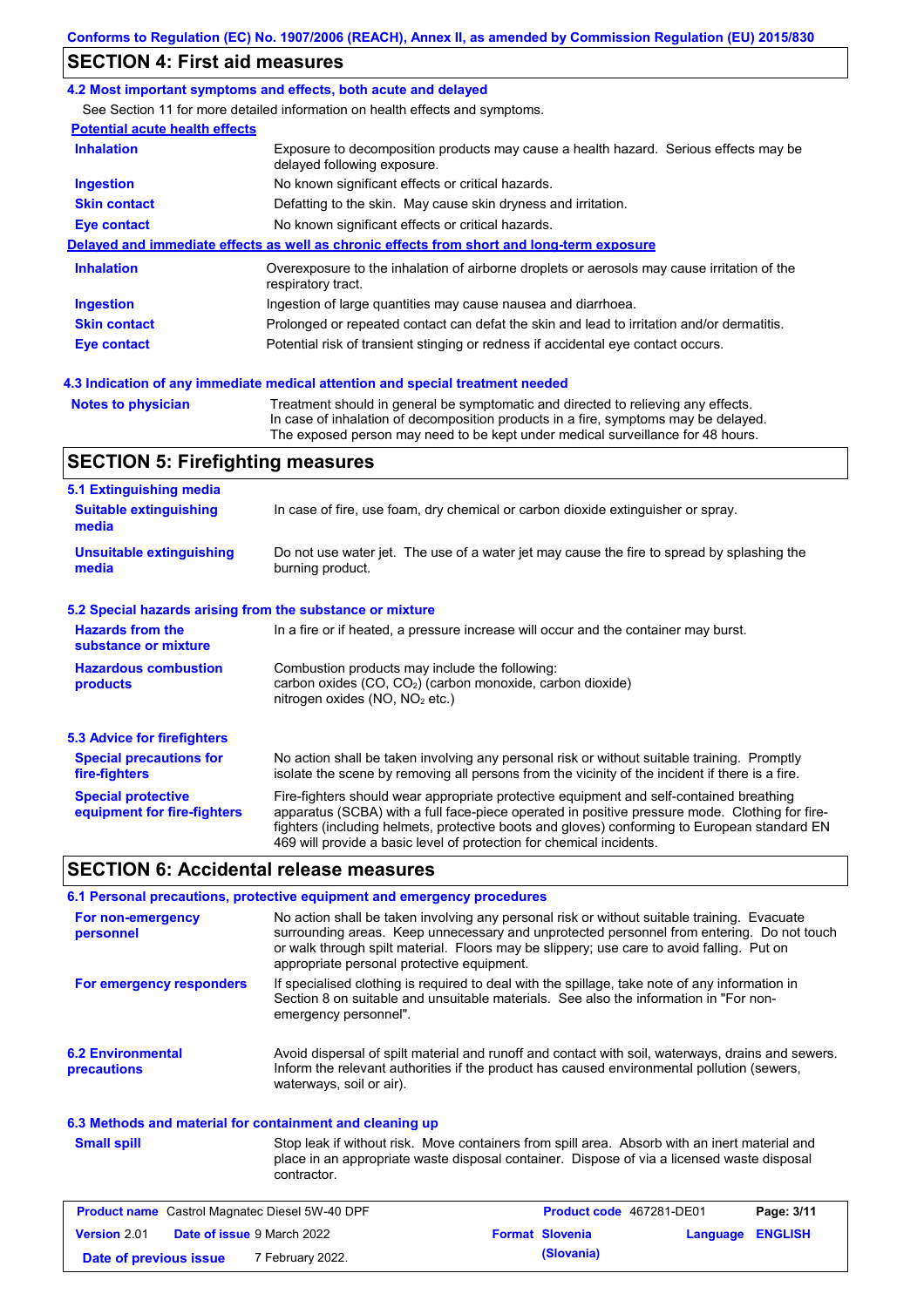## SECTION 4: First aid measures

### 4.2 Most important symptoms and effects, both acute and delayed

See Section 11 for more detailed information on health effects and symptoms.

**Potential acute health effects**

| | |
|---|---|
| **Inhalation** | Exposure to decomposition products may cause a health hazard. Serious effects may be delayed following exposure. |
| **Ingestion** | No known significant effects or critical hazards. |
| **Skin contact** | Defatting to the skin. May cause skin dryness and irritation. |
| **Eye contact** | No known significant effects or critical hazards. |

**Delayed and immediate effects as well as chronic effects from short and long-term exposure**

| | |
|---|---|
| **Inhalation** | Overexposure to the inhalation of airborne droplets or aerosols may cause irritation of the respiratory tract. |
| **Ingestion** | Ingestion of large quantities may cause nausea and diarrhoea. |
| **Skin contact** | Prolonged or repeated contact can defat the skin and lead to irritation and/or dermatitis. |
| **Eye contact** | Potential risk of transient stinging or redness if accidental eye contact occurs. |

### 4.3 Indication of any immediate medical attention and special treatment needed

**Notes to physician**: Treatment should in general be symptomatic and directed to relieving any effects. In case of inhalation of decomposition products in a fire, symptoms may be delayed. The exposed person may need to be kept under medical surveillance for 48 hours.

## SECTION 5: Firefighting measures

### 5.1 Extinguishing media

| | |
|---|---|
| **Suitable extinguishing media** | In case of fire, use foam, dry chemical or carbon dioxide extinguisher or spray. |
| **Unsuitable extinguishing media** | Do not use water jet. The use of a water jet may cause the fire to spread by splashing the burning product. |

### 5.2 Special hazards arising from the substance or mixture

| | |
|---|---|
| **Hazards from the substance or mixture** | In a fire or if heated, a pressure increase will occur and the container may burst. |
| **Hazardous combustion products** | Combustion products may include the following:<br>carbon oxides (CO, $CO_2$) (carbon monoxide, carbon dioxide)<br>nitrogen oxides (NO, $NO_2$ etc.) |

### 5.3 Advice for firefighters

| | |
|---|---|
| **Special precautions for fire-fighters** | No action shall be taken involving any personal risk or without suitable training. Promptly isolate the scene by removing all persons from the vicinity of the incident if there is a fire. |
| **Special protective equipment for fire-fighters** | Fire-fighters should wear appropriate protective equipment and self-contained breathing apparatus (SCBA) with a full face-piece operated in positive pressure mode. Clothing for fire-fighters (including helmets, protective boots and gloves) conforming to European standard EN 469 will provide a basic level of protection for chemical incidents. |

## SECTION 6: Accidental release measures

### 6.1 Personal precautions, protective equipment and emergency procedures

| | |
|---|---|
| **For non-emergency personnel** | No action shall be taken involving any personal risk or without suitable training. Evacuate surrounding areas. Keep unnecessary and unprotected personnel from entering. Do not touch or walk through spilt material. Floors may be slippery; use care to avoid falling. Put on appropriate personal protective equipment. |
| **For emergency responders** | If specialised clothing is required to deal with the spillage, take note of any information in Section 8 on suitable and unsuitable materials. See also the information in "For non-emergency personnel". |

**6.2 Environmental precautions**: Avoid dispersal of spilt material and runoff and contact with soil, waterways, drains and sewers. Inform the relevant authorities if the product has caused environmental pollution (sewers, waterways, soil or air).

### 6.3 Methods and material for containment and cleaning up

**Small spill**: Stop leak if without risk. Move containers from spill area. Absorb with an inert material and place in an appropriate waste disposal container. Dispose of via a licensed waste disposal contractor.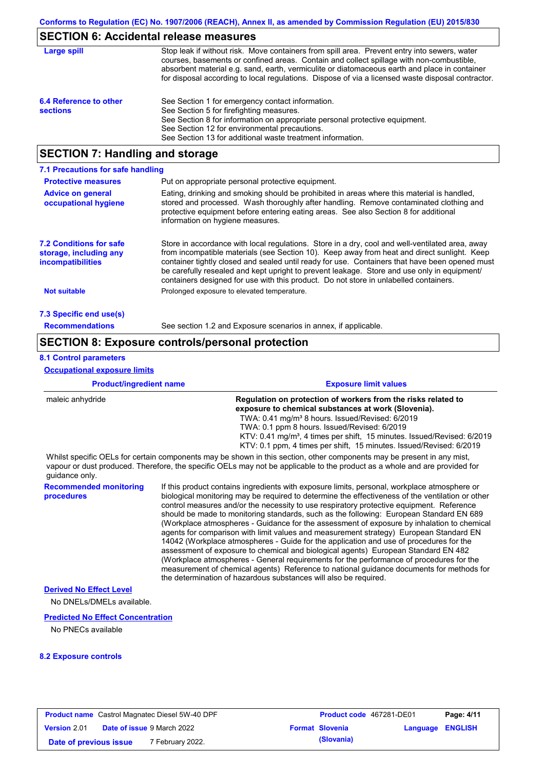## SECTION 6: Accidental release measures

**Large spill**

Stop leak if without risk. Move containers from spill area. Prevent entry into sewers, water courses, basements or confined areas. Contain and collect spillage with non-combustible, absorbent material e.g. sand, earth, vermiculite or diatomaceous earth and place in container for disposal according to local regulations. Dispose of via a licensed waste disposal contractor.

**6.4 Reference to other sections**

See Section 1 for emergency contact information.
See Section 5 for firefighting measures.
See Section 8 for information on appropriate personal protective equipment.
See Section 12 for environmental precautions.
See Section 13 for additional waste treatment information.

## SECTION 7: Handling and storage

### 7.1 Precautions for safe handling

**Protective measures**

Put on appropriate personal protective equipment.

**Advice on general occupational hygiene**

Eating, drinking and smoking should be prohibited in areas where this material is handled, stored and processed. Wash thoroughly after handling. Remove contaminated clothing and protective equipment before entering eating areas. See also Section 8 for additional information on hygiene measures.

**7.2 Conditions for safe storage, including any incompatibilities**

Store in accordance with local regulations. Store in a dry, cool and well-ventilated area, away from incompatible materials (see Section 10). Keep away from heat and direct sunlight. Keep container tightly closed and sealed until ready for use. Containers that have been opened must be carefully resealed and kept upright to prevent leakage. Store and use only in equipment/ containers designed for use with this product. Do not store in unlabelled containers.

**Not suitable**

Prolonged exposure to elevated temperature.

### 7.3 Specific end use(s)

**Recommendations**

See section 1.2 and Exposure scenarios in annex, if applicable.

## SECTION 8: Exposure controls/personal protection

### 8.1 Control parameters

**Occupational exposure limits**

| Product/ingredient name | Exposure limit values |
|---|---|
| maleic anhydride | **Regulation on protection of workers from the risks related to exposure to chemical substances at work (Slovenia).**<br>TWA: 0.41 mg/m³ 8 hours. Issued/Revised: 6/2019<br>TWA: 0.1 ppm 8 hours. Issued/Revised: 6/2019<br>KTV: 0.41 mg/m³, 4 times per shift, 15 minutes. Issued/Revised: 6/2019<br>KTV: 0.1 ppm, 4 times per shift, 15 minutes. Issued/Revised: 6/2019 |

Whilst specific OELs for certain components may be shown in this section, other components may be present in any mist, vapour or dust produced. Therefore, the specific OELs may not be applicable to the product as a whole and are provided for guidance only.

**Recommended monitoring procedures**

If this product contains ingredients with exposure limits, personal, workplace atmosphere or biological monitoring may be required to determine the effectiveness of the ventilation or other control measures and/or the necessity to use respiratory protective equipment. Reference should be made to monitoring standards, such as the following: European Standard EN 689 (Workplace atmospheres - Guidance for the assessment of exposure by inhalation to chemical agents for comparison with limit values and measurement strategy) European Standard EN 14042 (Workplace atmospheres - Guide for the application and use of procedures for the assessment of exposure to chemical and biological agents) European Standard EN 482 (Workplace atmospheres - General requirements for the performance of procedures for the measurement of chemical agents) Reference to national guidance documents for methods for the determination of hazardous substances will also be required.

**Derived No Effect Level**

No DNELs/DMELs available.

**Predicted No Effect Concentration**

No PNECs available

### 8.2 Exposure controls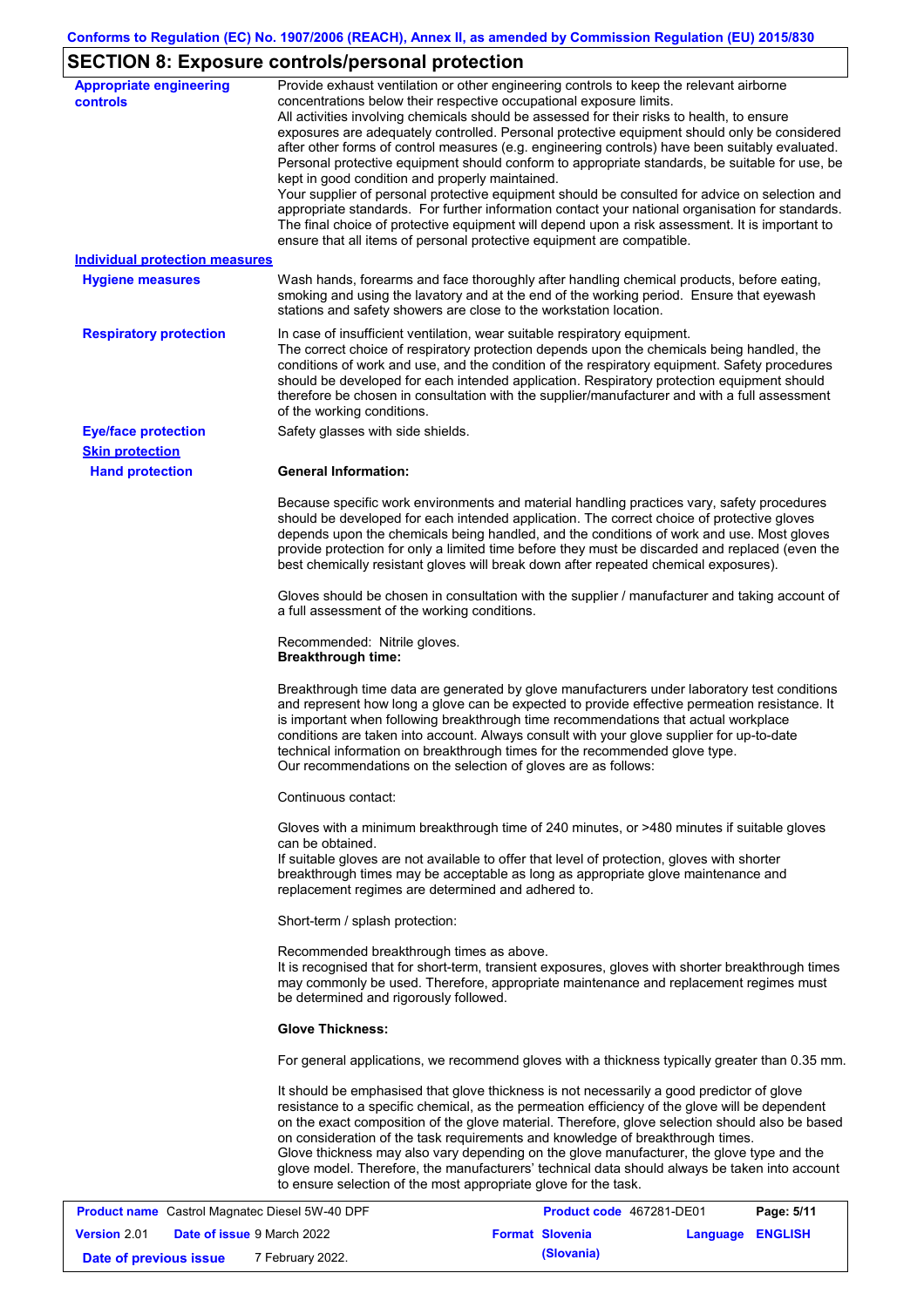## SECTION 8: Exposure controls/personal protection

**Appropriate engineering controls**

Provide exhaust ventilation or other engineering controls to keep the relevant airborne concentrations below their respective occupational exposure limits.
All activities involving chemicals should be assessed for their risks to health, to ensure exposures are adequately controlled. Personal protective equipment should only be considered after other forms of control measures (e.g. engineering controls) have been suitably evaluated. Personal protective equipment should conform to appropriate standards, be suitable for use, be kept in good condition and properly maintained.
Your supplier of personal protective equipment should be consulted for advice on selection and appropriate standards. For further information contact your national organisation for standards. The final choice of protective equipment will depend upon a risk assessment. It is important to ensure that all items of personal protective equipment are compatible.

**Individual protection measures**

**Hygiene measures**

Wash hands, forearms and face thoroughly after handling chemical products, before eating, smoking and using the lavatory and at the end of the working period. Ensure that eyewash stations and safety showers are close to the workstation location.

**Respiratory protection**

In case of insufficient ventilation, wear suitable respiratory equipment.
The correct choice of respiratory protection depends upon the chemicals being handled, the conditions of work and use, and the condition of the respiratory equipment. Safety procedures should be developed for each intended application. Respiratory protection equipment should therefore be chosen in consultation with the supplier/manufacturer and with a full assessment of the working conditions.

**Eye/face protection**

Safety glasses with side shields.

**Skin protection**

**Hand protection**

**General Information:**

Because specific work environments and material handling practices vary, safety procedures should be developed for each intended application. The correct choice of protective gloves depends upon the chemicals being handled, and the conditions of work and use. Most gloves provide protection for only a limited time before they must be discarded and replaced (even the best chemically resistant gloves will break down after repeated chemical exposures).

Gloves should be chosen in consultation with the supplier / manufacturer and taking account of a full assessment of the working conditions.

Recommended: Nitrile gloves.
**Breakthrough time:**

Breakthrough time data are generated by glove manufacturers under laboratory test conditions and represent how long a glove can be expected to provide effective permeation resistance. It is important when following breakthrough time recommendations that actual workplace conditions are taken into account. Always consult with your glove supplier for up-to-date technical information on breakthrough times for the recommended glove type.
Our recommendations on the selection of gloves are as follows:

Continuous contact:

Gloves with a minimum breakthrough time of 240 minutes, or >480 minutes if suitable gloves can be obtained.
If suitable gloves are not available to offer that level of protection, gloves with shorter breakthrough times may be acceptable as long as appropriate glove maintenance and replacement regimes are determined and adhered to.

Short-term / splash protection:

Recommended breakthrough times as above.
It is recognised that for short-term, transient exposures, gloves with shorter breakthrough times may commonly be used. Therefore, appropriate maintenance and replacement regimes must be determined and rigorously followed.

**Glove Thickness:**

For general applications, we recommend gloves with a thickness typically greater than 0.35 mm.

It should be emphasised that glove thickness is not necessarily a good predictor of glove resistance to a specific chemical, as the permeation efficiency of the glove will be dependent on the exact composition of the glove material. Therefore, glove selection should also be based on consideration of the task requirements and knowledge of breakthrough times.
Glove thickness may also vary depending on the glove manufacturer, the glove type and the glove model. Therefore, the manufacturers' technical data should always be taken into account to ensure selection of the most appropriate glove for the task.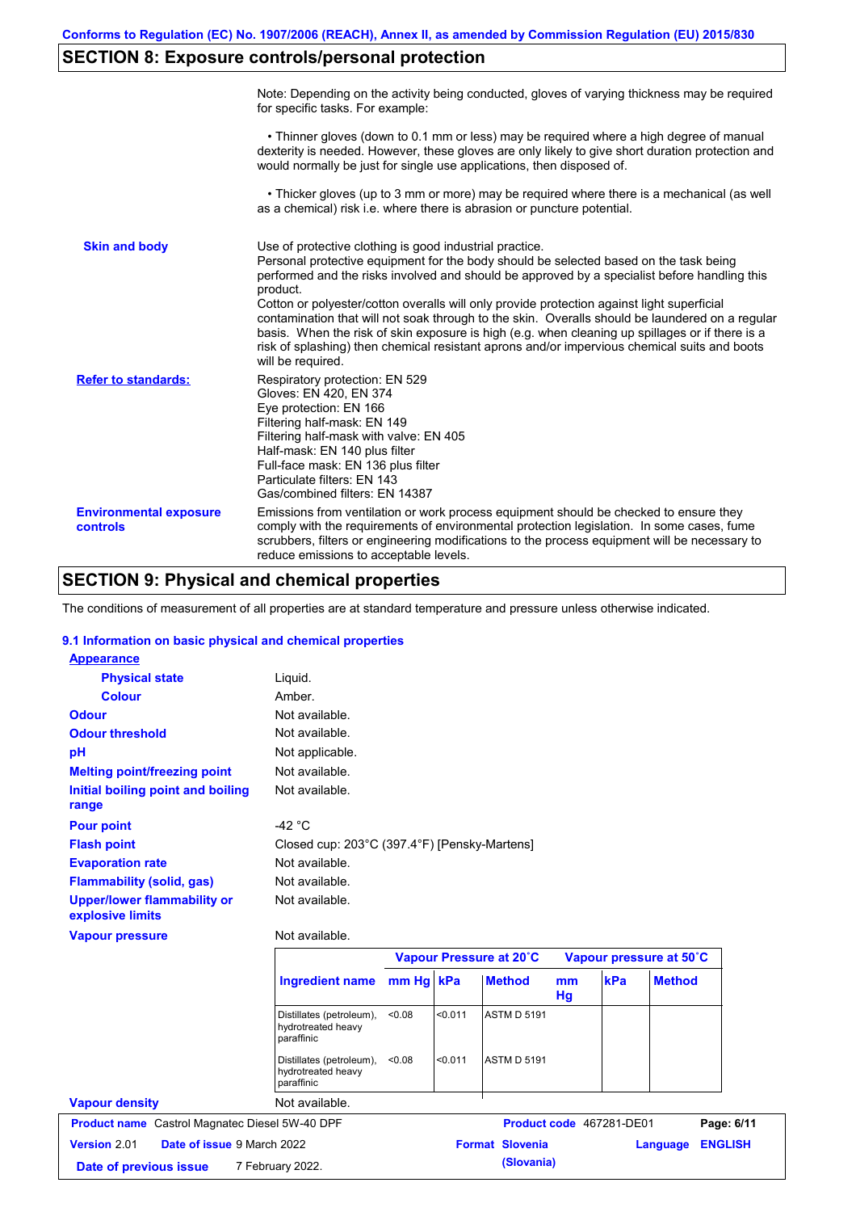## SECTION 8: Exposure controls/personal protection

Note: Depending on the activity being conducted, gloves of varying thickness may be required for specific tasks. For example:

• Thinner gloves (down to 0.1 mm or less) may be required where a high degree of manual dexterity is needed. However, these gloves are only likely to give short duration protection and would normally be just for single use applications, then disposed of.

• Thicker gloves (up to 3 mm or more) may be required where there is a mechanical (as well as a chemical) risk i.e. where there is abrasion or puncture potential.

**Skin and body**

Use of protective clothing is good industrial practice.
Personal protective equipment for the body should be selected based on the task being performed and the risks involved and should be approved by a specialist before handling this product.
Cotton or polyester/cotton overalls will only provide protection against light superficial contamination that will not soak through to the skin. Overalls should be laundered on a regular basis. When the risk of skin exposure is high (e.g. when cleaning up spillages or if there is a risk of splashing) then chemical resistant aprons and/or impervious chemical suits and boots will be required.

**Refer to standards:**

Respiratory protection: EN 529
Gloves: EN 420, EN 374
Eye protection: EN 166
Filtering half-mask: EN 149
Filtering half-mask with valve: EN 405
Half-mask: EN 140 plus filter
Full-face mask: EN 136 plus filter
Particulate filters: EN 143
Gas/combined filters: EN 14387

**Environmental exposure controls**

Emissions from ventilation or work process equipment should be checked to ensure they comply with the requirements of environmental protection legislation. In some cases, fume scrubbers, filters or engineering modifications to the process equipment will be necessary to reduce emissions to acceptable levels.

## SECTION 9: Physical and chemical properties

The conditions of measurement of all properties are at standard temperature and pressure unless otherwise indicated.

### 9.1 Information on basic physical and chemical properties

**Appearance**

| Property | Value |
|---|---|
| Physical state | Liquid. |
| Colour | Amber. |
| Odour | Not available. |
| Odour threshold | Not available. |
| pH | Not applicable. |
| Melting point/freezing point | Not available. |
| Initial boiling point and boiling range | Not available. |
| Pour point | -42 °C |
| Flash point | Closed cup: 203°C (397.4°F) [Pensky-Martens] |
| Evaporation rate | Not available. |
| Flammability (solid, gas) | Not available. |
| Upper/lower flammability or explosive limits | Not available. |
| Vapour pressure | Not available. |

| Ingredient name | Vapour Pressure at 20˚C | | | Vapour pressure at 50˚C | | |
|---|---|---|---|---|---|---|
| | mm Hg | kPa | Method | mm Hg | kPa | Method |
| Distillates (petroleum), hydrotreated heavy paraffinic | <0.08 | <0.011 | ASTM D 5191 | | | |
| Distillates (petroleum), hydrotreated heavy paraffinic | <0.08 | <0.011 | ASTM D 5191 | | | |

| Property | Value |
|---|---|
| Vapour density | Not available. |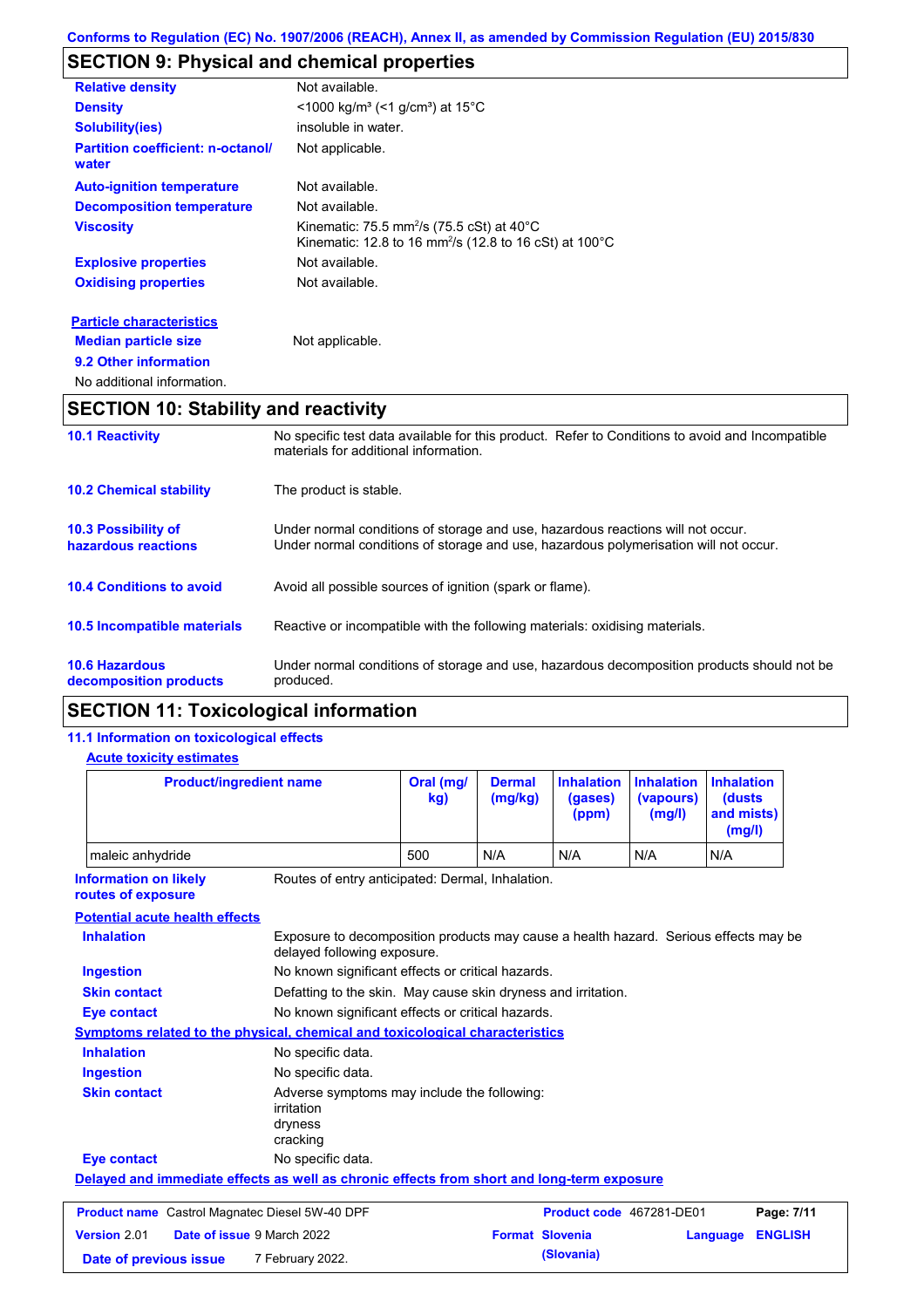Conforms to Regulation (EC) No. 1907/2006 (REACH), Annex II, as amended by Commission Regulation (EU) 2015/830

## SECTION 9: Physical and chemical properties

| | |
|---|---|
| **Relative density** | Not available. |
| **Density** | <1000 kg/m³ (<1 g/cm³) at 15°C |
| **Solubility(ies)** | insoluble in water. |
| **Partition coefficient: n-octanol/ water** | Not applicable. |
| **Auto-ignition temperature** | Not available. |
| **Decomposition temperature** | Not available. |
| **Viscosity** | Kinematic: 75.5 $mm^2/s$ (75.5 cSt) at 40°C<br>Kinematic: 12.8 to 16 $mm^2/s$ (12.8 to 16 cSt) at 100°C |
| **Explosive properties** | Not available. |
| **Oxidising properties** | Not available. |

**Particle characteristics**

**Median particle size** Not applicable.

**9.2 Other information**

No additional information.

## SECTION 10: Stability and reactivity

**10.1 Reactivity** No specific test data available for this product. Refer to Conditions to avoid and Incompatible materials for additional information.

**10.2 Chemical stability** The product is stable.

**10.3 Possibility of hazardous reactions** Under normal conditions of storage and use, hazardous reactions will not occur. Under normal conditions of storage and use, hazardous polymerisation will not occur.

**10.4 Conditions to avoid** Avoid all possible sources of ignition (spark or flame).

**10.5 Incompatible materials** Reactive or incompatible with the following materials: oxidising materials.

**10.6 Hazardous decomposition products** Under normal conditions of storage and use, hazardous decomposition products should not be produced.

## SECTION 11: Toxicological information

**11.1 Information on toxicological effects**

**Acute toxicity estimates**

| Product/ingredient name | Oral (mg/kg) | Dermal (mg/kg) | Inhalation (gases) (ppm) | Inhalation (vapours) (mg/l) | Inhalation (dusts and mists) (mg/l) |
|---|---|---|---|---|---|
| maleic anhydride | 500 | N/A | N/A | N/A | N/A |

**Information on likely routes of exposure** Routes of entry anticipated: Dermal, Inhalation.

**Potential acute health effects**

| | |
|---|---|
| **Inhalation** | Exposure to decomposition products may cause a health hazard. Serious effects may be delayed following exposure. |
| **Ingestion** | No known significant effects or critical hazards. |
| **Skin contact** | Defatting to the skin. May cause skin dryness and irritation. |
| **Eye contact** | No known significant effects or critical hazards. |

**Symptoms related to the physical, chemical and toxicological characteristics**

| | |
|---|---|
| **Inhalation** | No specific data. |
| **Ingestion** | No specific data. |
| **Skin contact** | Adverse symptoms may include the following:<br>irritation<br>dryness<br>cracking |
| **Eye contact** | No specific data. |

**Delayed and immediate effects as well as chronic effects from short and long-term exposure**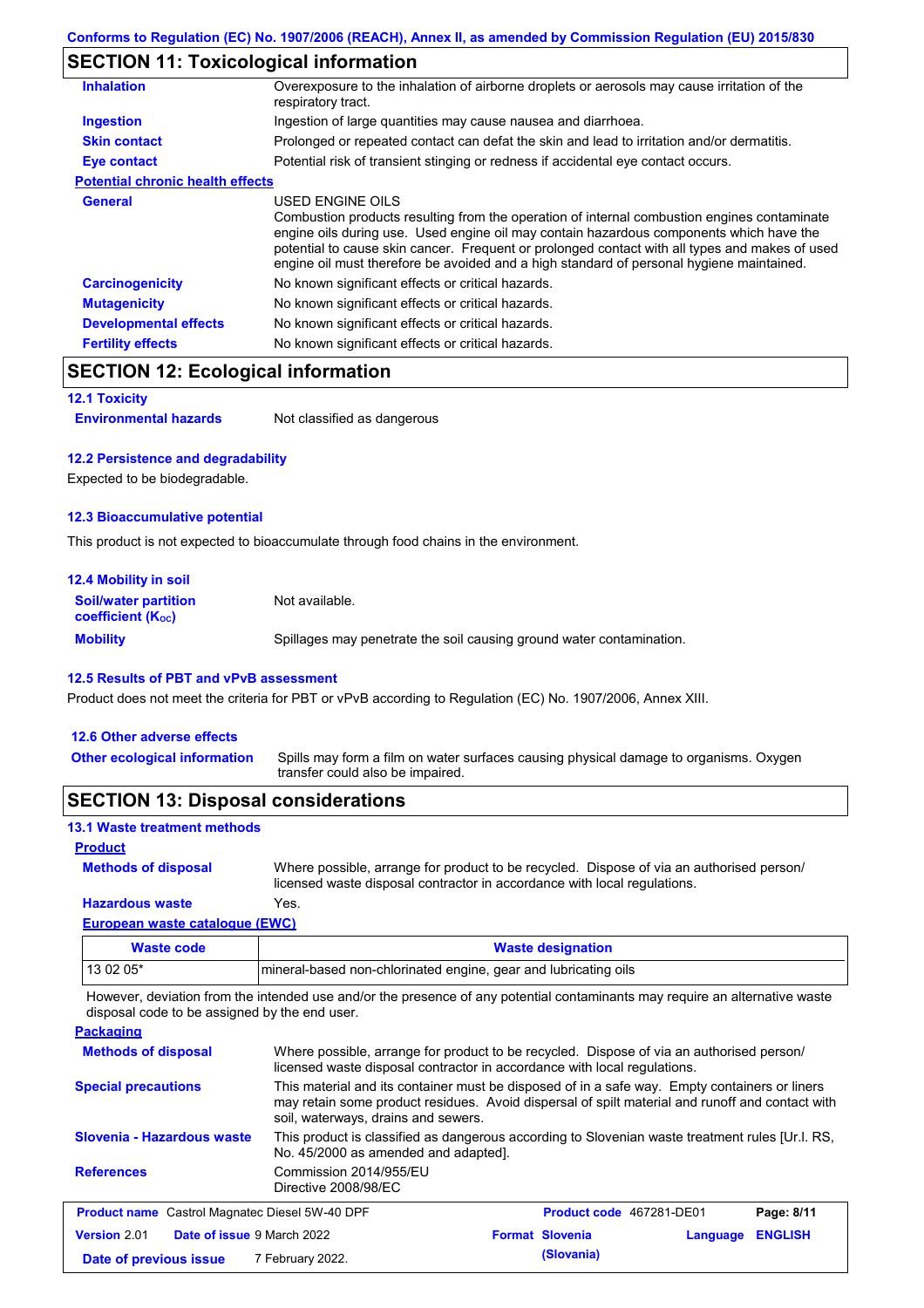## SECTION 11: Toxicological information

**Inhalation** Overexposure to the inhalation of airborne droplets or aerosols may cause irritation of the respiratory tract.

**Ingestion** Ingestion of large quantities may cause nausea and diarrhoea.

**Skin contact** Prolonged or repeated contact can defat the skin and lead to irritation and/or dermatitis.

**Eye contact** Potential risk of transient stinging or redness if accidental eye contact occurs.

**Potential chronic health effects**

**General** USED ENGINE OILS
Combustion products resulting from the operation of internal combustion engines contaminate engine oils during use. Used engine oil may contain hazardous components which have the potential to cause skin cancer. Frequent or prolonged contact with all types and makes of used engine oil must therefore be avoided and a high standard of personal hygiene maintained.

**Carcinogenicity** No known significant effects or critical hazards.

**Mutagenicity** No known significant effects or critical hazards.

**Developmental effects** No known significant effects or critical hazards.

**Fertility effects** No known significant effects or critical hazards.

## SECTION 12: Ecological information

### 12.1 Toxicity

**Environmental hazards** Not classified as dangerous

### 12.2 Persistence and degradability

Expected to be biodegradable.

### 12.3 Bioaccumulative potential

This product is not expected to bioaccumulate through food chains in the environment.

### 12.4 Mobility in soil

**Soil/water partition coefficient ($K_{OC}$)** Not available.

**Mobility** Spillages may penetrate the soil causing ground water contamination.

### 12.5 Results of PBT and vPvB assessment

Product does not meet the criteria for PBT or vPvB according to Regulation (EC) No. 1907/2006, Annex XIII.

### 12.6 Other adverse effects

**Other ecological information** Spills may form a film on water surfaces causing physical damage to organisms. Oxygen transfer could also be impaired.

## SECTION 13: Disposal considerations

### 13.1 Waste treatment methods

**Product**

**Methods of disposal** Where possible, arrange for product to be recycled. Dispose of via an authorised person/ licensed waste disposal contractor in accordance with local regulations.

**Hazardous waste** Yes.

**European waste catalogue (EWC)**

| Waste code | Waste designation |
|---|---|
| 13 02 05* | mineral-based non-chlorinated engine, gear and lubricating oils |

However, deviation from the intended use and/or the presence of any potential contaminants may require an alternative waste disposal code to be assigned by the end user.

**Packaging**

**Methods of disposal** Where possible, arrange for product to be recycled. Dispose of via an authorised person/ licensed waste disposal contractor in accordance with local regulations.

**Special precautions** This material and its container must be disposed of in a safe way. Empty containers or liners may retain some product residues. Avoid dispersal of spilt material and runoff and contact with soil, waterways, drains and sewers.

**Slovenia - Hazardous waste** This product is classified as dangerous according to Slovenian waste treatment rules [Ur.l. RS, No. 45/2000 as amended and adapted].

**References** Commission 2014/955/EU
Directive 2008/98/EC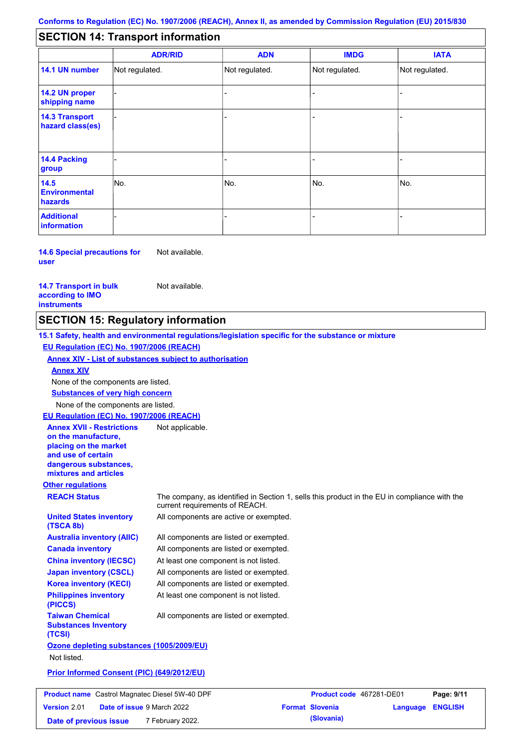## SECTION 14: Transport information

| | ADR/RID | ADN | IMDG | IATA |
|---|---|---|---|---|
| **14.1 UN number** | Not regulated. | Not regulated. | Not regulated. | Not regulated. |
| **14.2 UN proper shipping name** | - | - | - | - |
| **14.3 Transport hazard class(es)** | - | - | - | - |
| **14.4 Packing group** | - | - | - | - |
| **14.5 Environmental hazards** | No. | No. | No. | No. |
| **Additional information** | - | - | - | - |

**14.6 Special precautions for user** Not available.

**14.7 Transport in bulk according to IMO instruments** Not available.

## SECTION 15: Regulatory information

**15.1 Safety, health and environmental regulations/legislation specific for the substance or mixture**

**EU Regulation (EC) No. 1907/2006 (REACH)**

**Annex XIV - List of substances subject to authorisation**

**Annex XIV**

None of the components are listed.

**Substances of very high concern**

None of the components are listed.

**EU Regulation (EC) No. 1907/2006 (REACH)**

**Annex XVII - Restrictions on the manufacture, placing on the market and use of certain dangerous substances, mixtures and articles** Not applicable.

**Other regulations**

**REACH Status** The company, as identified in Section 1, sells this product in the EU in compliance with the current requirements of REACH.

**United States inventory (TSCA 8b)** All components are active or exempted.

**Australia inventory (AIIC)** All components are listed or exempted.

**Canada inventory** All components are listed or exempted.

**China inventory (IECSC)** At least one component is not listed.

**Japan inventory (CSCL)** All components are listed or exempted.

**Korea inventory (KECI)** All components are listed or exempted.

**Philippines inventory (PICCS)** At least one component is not listed.

**Taiwan Chemical Substances Inventory (TCSI)** All components are listed or exempted.

**Ozone depleting substances (1005/2009/EU)**

Not listed.

**Prior Informed Consent (PIC) (649/2012/EU)**

| **Product name** Castrol Magnatec Diesel 5W-40 DPF | **Product code** 467281-DE01 | **Page:** 9/11 |
|---|---|---|
| **Version** 2.01 **Date of issue** 9 March 2022 | **Format** Slovenia (Slovenia) | **Language** ENGLISH |
| **Date of previous issue** 7 February 2022. | | |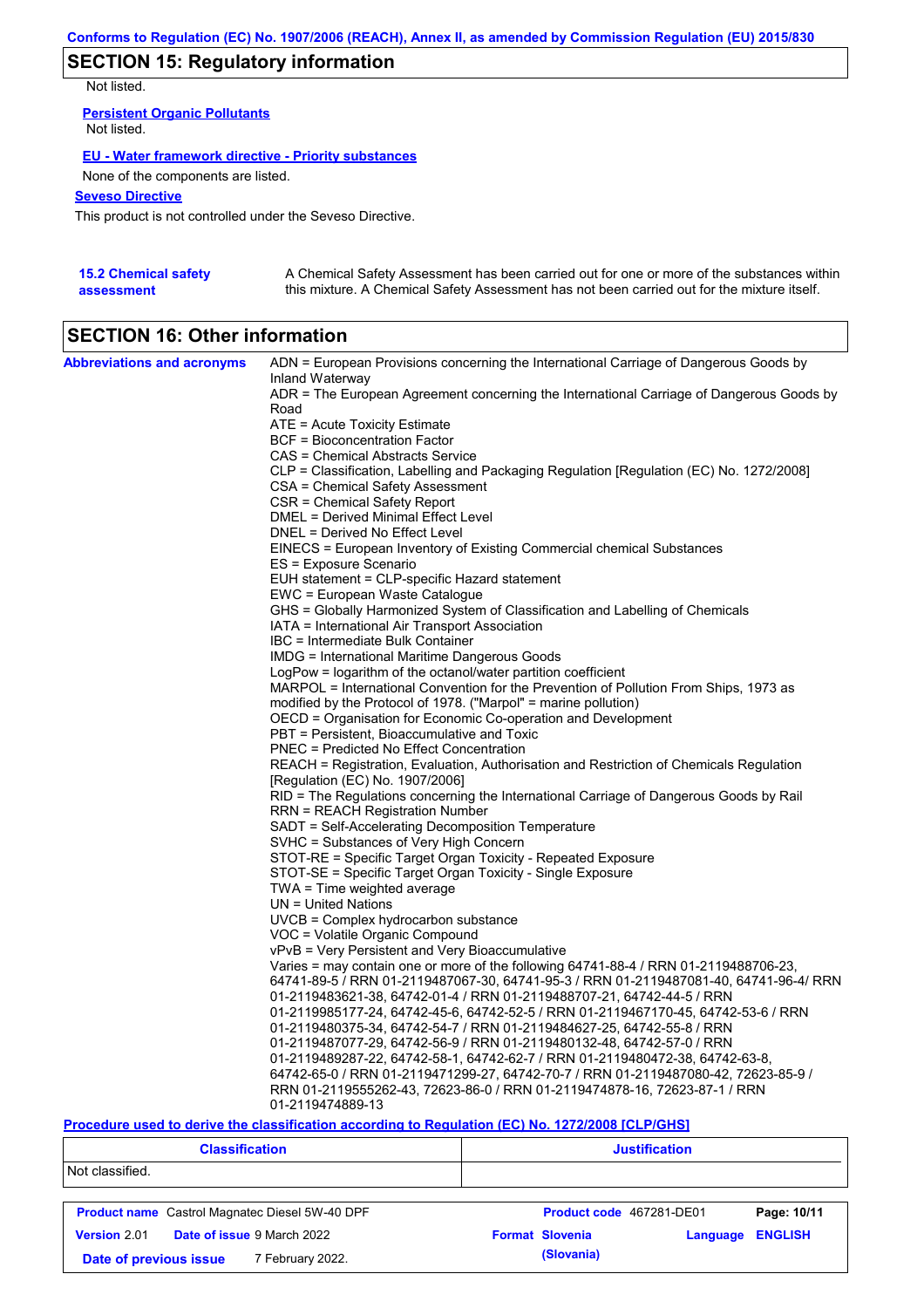## SECTION 15: Regulatory information

Not listed.

**Persistent Organic Pollutants**

Not listed.

**EU - Water framework directive - Priority substances**

None of the components are listed.

**Seveso Directive**

This product is not controlled under the Seveso Directive.

**15.2 Chemical safety assessment**

A Chemical Safety Assessment has been carried out for one or more of the substances within this mixture. A Chemical Safety Assessment has not been carried out for the mixture itself.

## SECTION 16: Other information

**Abbreviations and acronyms**

ADN = European Provisions concerning the International Carriage of Dangerous Goods by Inland Waterway
ADR = The European Agreement concerning the International Carriage of Dangerous Goods by Road
ATE = Acute Toxicity Estimate
BCF = Bioconcentration Factor
CAS = Chemical Abstracts Service
CLP = Classification, Labelling and Packaging Regulation [Regulation (EC) No. 1272/2008]
CSA = Chemical Safety Assessment
CSR = Chemical Safety Report
DMEL = Derived Minimal Effect Level
DNEL = Derived No Effect Level
EINECS = European Inventory of Existing Commercial chemical Substances
ES = Exposure Scenario
EUH statement = CLP-specific Hazard statement
EWC = European Waste Catalogue
GHS = Globally Harmonized System of Classification and Labelling of Chemicals
IATA = International Air Transport Association
IBC = Intermediate Bulk Container
IMDG = International Maritime Dangerous Goods
LogPow = logarithm of the octanol/water partition coefficient
MARPOL = International Convention for the Prevention of Pollution From Ships, 1973 as modified by the Protocol of 1978. ("Marpol" = marine pollution)
OECD = Organisation for Economic Co-operation and Development
PBT = Persistent, Bioaccumulative and Toxic
PNEC = Predicted No Effect Concentration
REACH = Registration, Evaluation, Authorisation and Restriction of Chemicals Regulation [Regulation (EC) No. 1907/2006]
RID = The Regulations concerning the International Carriage of Dangerous Goods by Rail
RRN = REACH Registration Number
SADT = Self-Accelerating Decomposition Temperature
SVHC = Substances of Very High Concern
STOT-RE = Specific Target Organ Toxicity - Repeated Exposure
STOT-SE = Specific Target Organ Toxicity - Single Exposure
TWA = Time weighted average
UN = United Nations
UVCB = Complex hydrocarbon substance
VOC = Volatile Organic Compound
vPvB = Very Persistent and Very Bioaccumulative
Varies = may contain one or more of the following 64741-88-4 / RRN 01-2119488706-23, 64741-89-5 / RRN 01-2119487067-30, 64741-95-3 / RRN 01-2119487081-40, 64741-96-4/ RRN 01-2119483621-38, 64742-01-4 / RRN 01-2119488707-21, 64742-44-5 / RRN 01-2119985177-24, 64742-45-6, 64742-52-5 / RRN 01-2119467170-45, 64742-53-6 / RRN 01-2119480375-34, 64742-54-7 / RRN 01-2119484627-25, 64742-55-8 / RRN 01-2119487077-29, 64742-56-9 / RRN 01-2119480132-48, 64742-57-0 / RRN 01-2119489287-22, 64742-58-1, 64742-62-7 / RRN 01-2119480472-38, 64742-63-8, 64742-65-0 / RRN 01-2119471299-27, 64742-70-7 / RRN 01-2119487080-42, 72623-85-9 / RRN 01-2119555262-43, 72623-86-0 / RRN 01-2119474878-16, 72623-87-1 / RRN 01-2119474889-13

**Procedure used to derive the classification according to Regulation (EC) No. 1272/2008 [CLP/GHS]**

| Classification | Justification |
|---|---|
| Not classified. | |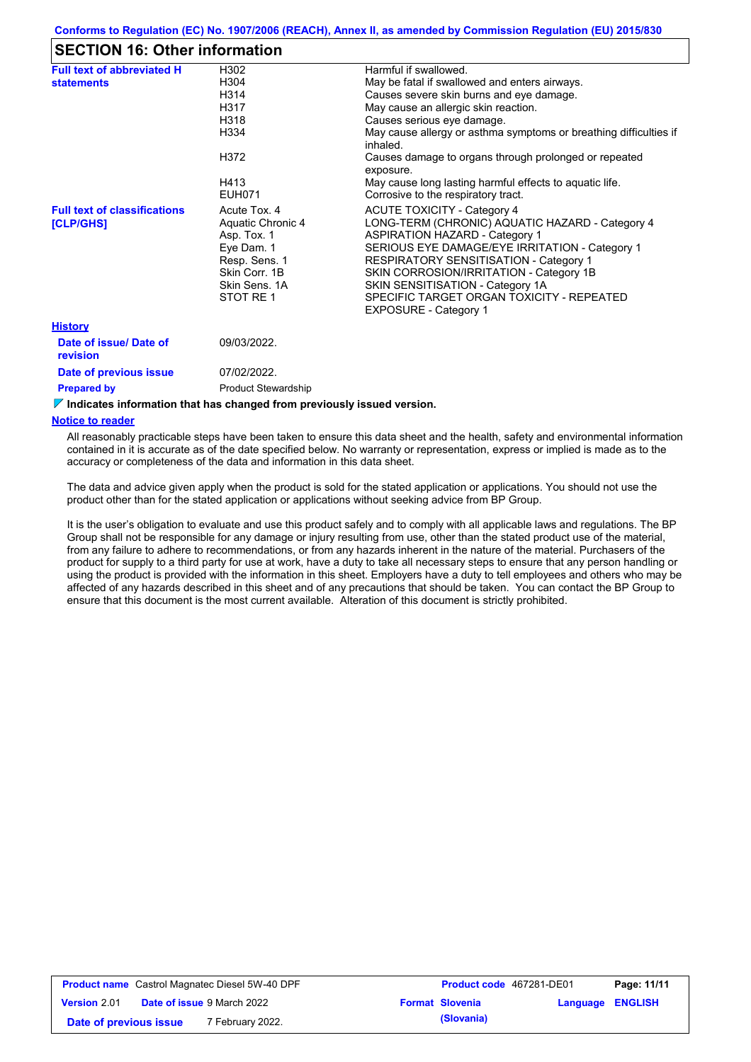## SECTION 16: Other information

| | | |
|---|---|---|
| **Full text of abbreviated H statements** | H302 | Harmful if swallowed. |
| | H304 | May be fatal if swallowed and enters airways. |
| | H314 | Causes severe skin burns and eye damage. |
| | H317 | May cause an allergic skin reaction. |
| | H318 | Causes serious eye damage. |
| | H334 | May cause allergy or asthma symptoms or breathing difficulties if inhaled. |
| | H372 | Causes damage to organs through prolonged or repeated exposure. |
| | H413 | May cause long lasting harmful effects to aquatic life. |
| | EUH071 | Corrosive to the respiratory tract. |
| **Full text of classifications [CLP/GHS]** | Acute Tox. 4 | ACUTE TOXICITY - Category 4 |
| | Aquatic Chronic 4 | LONG-TERM (CHRONIC) AQUATIC HAZARD - Category 4 |
| | Asp. Tox. 1 | ASPIRATION HAZARD - Category 1 |
| | Eye Dam. 1 | SERIOUS EYE DAMAGE/EYE IRRITATION - Category 1 |
| | Resp. Sens. 1 | RESPIRATORY SENSITISATION - Category 1 |
| | Skin Corr. 1B | SKIN CORROSION/IRRITATION - Category 1B |
| | Skin Sens. 1A | SKIN SENSITISATION - Category 1A |
| | STOT RE 1 | SPECIFIC TARGET ORGAN TOXICITY - REPEATED EXPOSURE - Category 1 |

### History

| | |
|---|---|
| **Date of issue/ Date of revision** | 09/03/2022. |
| **Date of previous issue** | 07/02/2022. |
| **Prepared by** | Product Stewardship |

**Indicates information that has changed from previously issued version.**

### Notice to reader

All reasonably practicable steps have been taken to ensure this data sheet and the health, safety and environmental information contained in it is accurate as of the date specified below. No warranty or representation, express or implied is made as to the accuracy or completeness of the data and information in this data sheet.

The data and advice given apply when the product is sold for the stated application or applications. You should not use the product other than for the stated application or applications without seeking advice from BP Group.

It is the user's obligation to evaluate and use this product safely and to comply with all applicable laws and regulations. The BP Group shall not be responsible for any damage or injury resulting from use, other than the stated product use of the material, from any failure to adhere to recommendations, or from any hazards inherent in the nature of the material. Purchasers of the product for supply to a third party for use at work, have a duty to take all necessary steps to ensure that any person handling or using the product is provided with the information in this sheet. Employers have a duty to tell employees and others who may be affected of any hazards described in this sheet and of any precautions that should be taken. You can contact the BP Group to ensure that this document is the most current available. Alteration of this document is strictly prohibited.